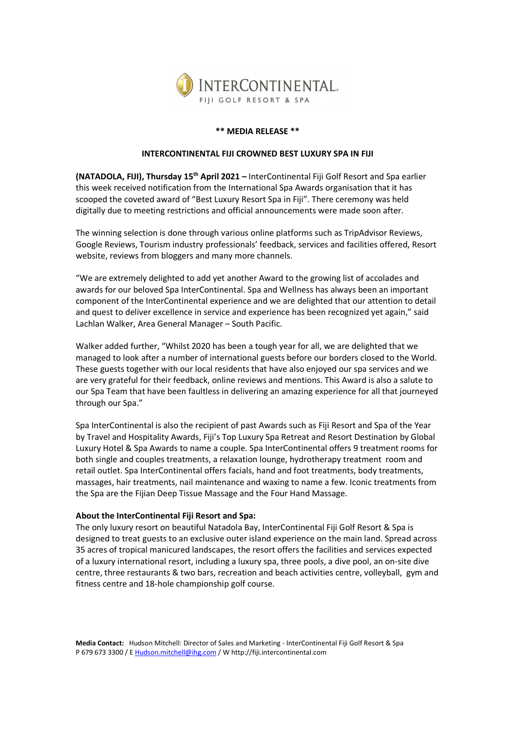INTERCONTINENTAL
FIJI GOLF RESORT & SPA

**\*\* MEDIA RELEASE \*\***

**INTERCONTINENTAL FIJI CROWNED BEST LUXURY SPA IN FIJI**

**(NATADOLA, FIJI), Thursday 15th April 2021 –** InterContinental Fiji Golf Resort and Spa earlier this week received notification from the International Spa Awards organisation that it has scooped the coveted award of "Best Luxury Resort Spa in Fiji". There ceremony was held digitally due to meeting restrictions and official announcements were made soon after.

The winning selection is done through various online platforms such as TripAdvisor Reviews, Google Reviews, Tourism industry professionals' feedback, services and facilities offered, Resort website, reviews from bloggers and many more channels.

"We are extremely delighted to add yet another Award to the growing list of accolades and awards for our beloved Spa InterContinental. Spa and Wellness has always been an important component of the InterContinental experience and we are delighted that our attention to detail and quest to deliver excellence in service and experience has been recognized yet again," said Lachlan Walker, Area General Manager – South Pacific.

Walker added further, "Whilst 2020 has been a tough year for all, we are delighted that we managed to look after a number of international guests before our borders closed to the World. These guests together with our local residents that have also enjoyed our spa services and we are very grateful for their feedback, online reviews and mentions. This Award is also a salute to our Spa Team that have been faultless in delivering an amazing experience for all that journeyed through our Spa."

Spa InterContinental is also the recipient of past Awards such as Fiji Resort and Spa of the Year by Travel and Hospitality Awards, Fiji's Top Luxury Spa Retreat and Resort Destination by Global Luxury Hotel & Spa Awards to name a couple. Spa InterContinental offers 9 treatment rooms for both single and couples treatments, a relaxation lounge, hydrotherapy treatment room and retail outlet. Spa InterContinental offers facials, hand and foot treatments, body treatments, massages, hair treatments, nail maintenance and waxing to name a few. Iconic treatments from the Spa are the Fijian Deep Tissue Massage and the Four Hand Massage.

**About the InterContinental Fiji Resort and Spa:**
The only luxury resort on beautiful Natadola Bay, InterContinental Fiji Golf Resort & Spa is designed to treat guests to an exclusive outer island experience on the main land. Spread across 35 acres of tropical manicured landscapes, the resort offers the facilities and services expected of a luxury international resort, including a luxury spa, three pools, a dive pool, an on-site dive centre, three restaurants & two bars, recreation and beach activities centre, volleyball, gym and fitness centre and 18-hole championship golf course.

**Media Contact:** Hudson Mitchell: Director of Sales and Marketing - InterContinental Fiji Golf Resort & Spa
P 679 673 3300 / E Hudson.mitchell@ihg.com / W http://fiji.intercontinental.com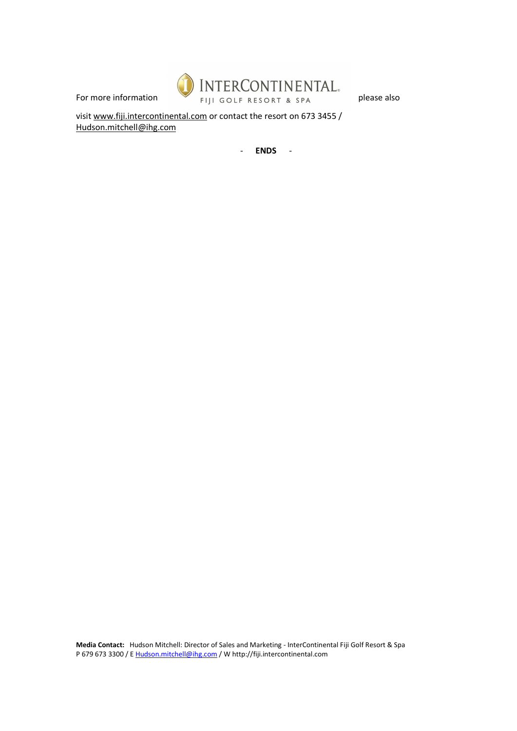For more information please also visit www.fiji.intercontinental.com or contact the resort on 673 3455 / Hudson.mitchell@ihg.com

\- **ENDS** -

**Media Contact:** Hudson Mitchell: Director of Sales and Marketing - InterContinental Fiji Golf Resort & Spa
P 679 673 3300 / E Hudson.mitchell@ihg.com / W http://fiji.intercontinental.com